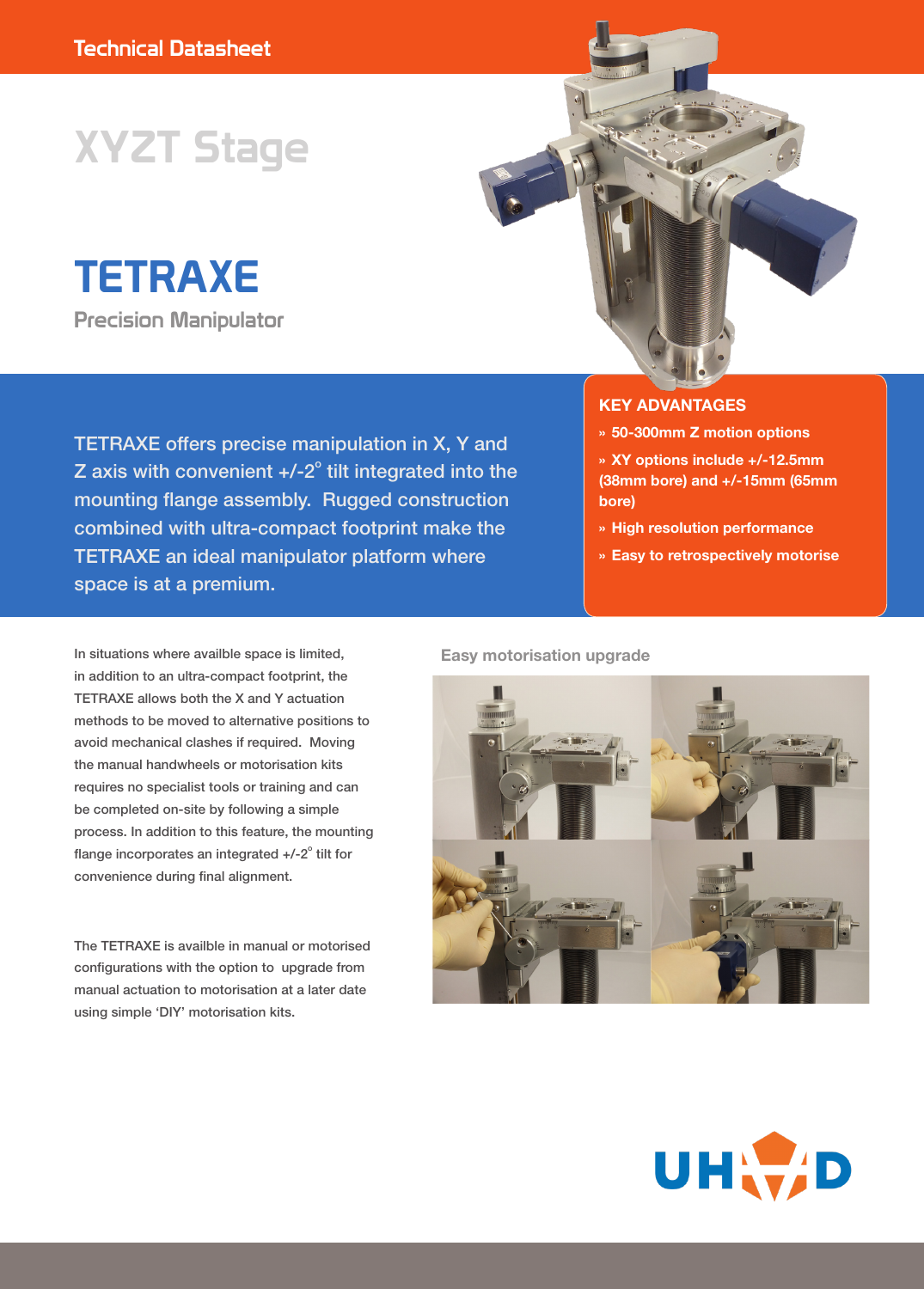Technical Datasheet

# XYZT Stage

# TETRAXE

Precision Manipulator

TETRAXE offers precise manipulation in X, Y and Z axis with convenient +/-2° tilt integrated into the mounting flange assembly. Rugged construction combined with ultra-compact footprint make the TETRAXE an ideal manipulator platform where space is at a premium.

## KEY ADVANTAGES

- **50-300mm Z motion options**
- **XY options include +/-12.5mm (38mm bore) and +/-15mm (65mm bore)**
- **High resolution performance**
- **Easy to retrospectively motorise**

In situations where availble space is limited, in addition to an ultra-compact footprint, the TETRAXE allows both the X and Y actuation methods to be moved to alternative positions to avoid mechanical clashes if required. Moving the manual handwheels or motorisation kits requires no specialist tools or training and can be completed on-site by following a simple process. In addition to this feature, the mounting flange incorporates an integrated +/-2° tilt for convenience during final alignment.

The TETRAXE is availble in manual or motorised configurations with the option to upgrade from manual actuation to motorisation at a later date using simple 'DIY' motorisation kits.

### Easy motorisation upgrade

UHVD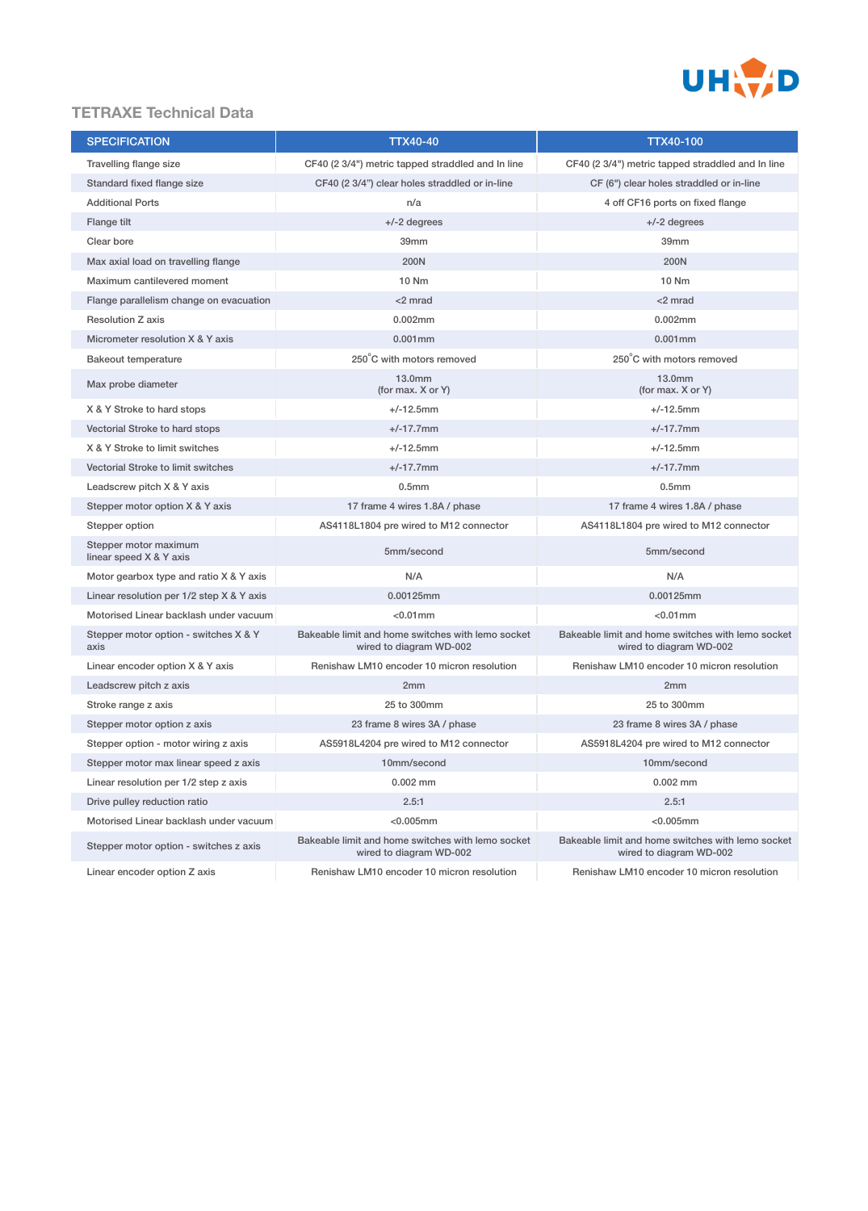## TETRAXE Technical Data

| SPECIFICATION | TTX40-40 | TTX40-100 |
|---|---|---|
| Travelling flange size | CF40 (2 3/4") metric tapped straddled and In line | CF40 (2 3/4") metric tapped straddled and In line |
| Standard fixed flange size | CF40 (2 3/4") clear holes straddled or in-line | CF (6") clear holes straddled or in-line |
| Additional Ports | n/a | 4 off CF16 ports on fixed flange |
| Flange tilt | +/-2 degrees | +/-2 degrees |
| Clear bore | 39mm | 39mm |
| Max axial load on travelling flange | 200N | 200N |
| Maximum cantilevered moment | 10 Nm | 10 Nm |
| Flange parallelism change on evacuation | <2 mrad | <2 mrad |
| Resolution Z axis | 0.002mm | 0.002mm |
| Micrometer resolution X & Y axis | 0.001mm | 0.001mm |
| Bakeout temperature | 250°C with motors removed | 250°C with motors removed |
| Max probe diameter | 13.0mm (for max. X or Y) | 13.0mm (for max. X or Y) |
| X & Y Stroke to hard stops | +/-12.5mm | +/-12.5mm |
| Vectorial Stroke to hard stops | +/-17.7mm | +/-17.7mm |
| X & Y Stroke to limit switches | +/-12.5mm | +/-12.5mm |
| Vectorial Stroke to limit switches | +/-17.7mm | +/-17.7mm |
| Leadscrew pitch X & Y axis | 0.5mm | 0.5mm |
| Stepper motor option X & Y axis | 17 frame 4 wires 1.8A / phase | 17 frame 4 wires 1.8A / phase |
| Stepper option | AS4118L1804 pre wired to M12 connector | AS4118L1804 pre wired to M12 connector |
| Stepper motor maximum linear speed X & Y axis | 5mm/second | 5mm/second |
| Motor gearbox type and ratio X & Y axis | N/A | N/A |
| Linear resolution per 1/2 step X & Y axis | 0.00125mm | 0.00125mm |
| Motorised Linear backlash under vacuum | <0.01mm | <0.01mm |
| Stepper motor option - switches X & Y axis | Bakeable limit and home switches with lemo socket wired to diagram WD-002 | Bakeable limit and home switches with lemo socket wired to diagram WD-002 |
| Linear encoder option X & Y axis | Renishaw LM10 encoder 10 micron resolution | Renishaw LM10 encoder 10 micron resolution |
| Leadscrew pitch z axis | 2mm | 2mm |
| Stroke range z axis | 25 to 300mm | 25 to 300mm |
| Stepper motor option z axis | 23 frame 8 wires 3A / phase | 23 frame 8 wires 3A / phase |
| Stepper option - motor wiring z axis | AS5918L4204 pre wired to M12 connector | AS5918L4204 pre wired to M12 connector |
| Stepper motor max linear speed z axis | 10mm/second | 10mm/second |
| Linear resolution per 1/2 step z axis | 0.002 mm | 0.002 mm |
| Drive pulley reduction ratio | 2.5:1 | 2.5:1 |
| Motorised Linear backlash under vacuum | <0.005mm | <0.005mm |
| Stepper motor option - switches z axis | Bakeable limit and home switches with lemo socket wired to diagram WD-002 | Bakeable limit and home switches with lemo socket wired to diagram WD-002 |
| Linear encoder option Z axis | Renishaw LM10 encoder 10 micron resolution | Renishaw LM10 encoder 10 micron resolution |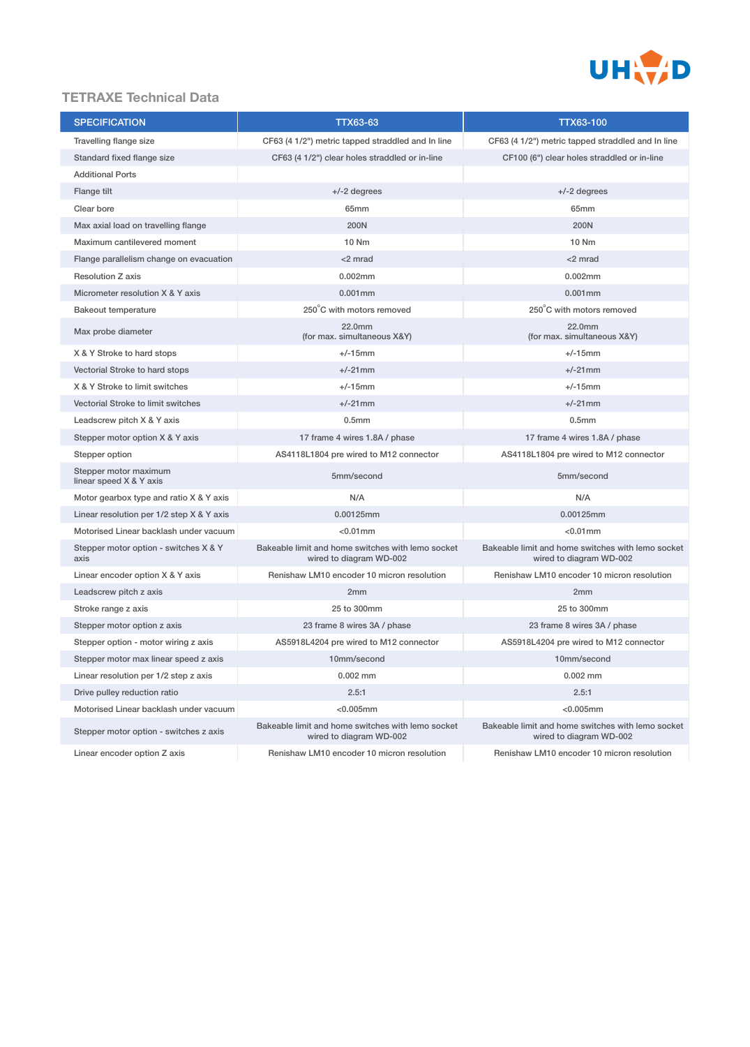## TETRAXE Technical Data

| SPECIFICATION | TTX63-63 | TTX63-100 |
|---|---|---|
| Travelling flange size | CF63 (4 1/2") metric tapped straddled and In line | CF63 (4 1/2") metric tapped straddled and In line |
| Standard fixed flange size | CF63 (4 1/2") clear holes straddled or in-line | CF100 (6") clear holes straddled or in-line |
| Additional Ports | | |
| Flange tilt | +/-2 degrees | +/-2 degrees |
| Clear bore | 65mm | 65mm |
| Max axial load on travelling flange | 200N | 200N |
| Maximum cantilevered moment | 10 Nm | 10 Nm |
| Flange parallelism change on evacuation | <2 mrad | <2 mrad |
| Resolution Z axis | 0.002mm | 0.002mm |
| Micrometer resolution X & Y axis | 0.001mm | 0.001mm |
| Bakeout temperature | 250°C with motors removed | 250°C with motors removed |
| Max probe diameter | 22.0mm (for max. simultaneous X&Y) | 22.0mm (for max. simultaneous X&Y) |
| X & Y Stroke to hard stops | +/-15mm | +/-15mm |
| Vectorial Stroke to hard stops | +/-21mm | +/-21mm |
| X & Y Stroke to limit switches | +/-15mm | +/-15mm |
| Vectorial Stroke to limit switches | +/-21mm | +/-21mm |
| Leadscrew pitch X & Y axis | 0.5mm | 0.5mm |
| Stepper motor option X & Y axis | 17 frame 4 wires 1.8A / phase | 17 frame 4 wires 1.8A / phase |
| Stepper option | AS4118L1804 pre wired to M12 connector | AS4118L1804 pre wired to M12 connector |
| Stepper motor maximum linear speed X & Y axis | 5mm/second | 5mm/second |
| Motor gearbox type and ratio X & Y axis | N/A | N/A |
| Linear resolution per 1/2 step X & Y axis | 0.00125mm | 0.00125mm |
| Motorised Linear backlash under vacuum | <0.01mm | <0.01mm |
| Stepper motor option - switches X & Y axis | Bakeable limit and home switches with lemo socket wired to diagram WD-002 | Bakeable limit and home switches with lemo socket wired to diagram WD-002 |
| Linear encoder option X & Y axis | Renishaw LM10 encoder 10 micron resolution | Renishaw LM10 encoder 10 micron resolution |
| Leadscrew pitch z axis | 2mm | 2mm |
| Stroke range z axis | 25 to 300mm | 25 to 300mm |
| Stepper motor option z axis | 23 frame 8 wires 3A / phase | 23 frame 8 wires 3A / phase |
| Stepper option - motor wiring z axis | AS5918L4204 pre wired to M12 connector | AS5918L4204 pre wired to M12 connector |
| Stepper motor max linear speed z axis | 10mm/second | 10mm/second |
| Linear resolution per 1/2 step z axis | 0.002 mm | 0.002 mm |
| Drive pulley reduction ratio | 2.5:1 | 2.5:1 |
| Motorised Linear backlash under vacuum | <0.005mm | <0.005mm |
| Stepper motor option - switches z axis | Bakeable limit and home switches with lemo socket wired to diagram WD-002 | Bakeable limit and home switches with lemo socket wired to diagram WD-002 |
| Linear encoder option Z axis | Renishaw LM10 encoder 10 micron resolution | Renishaw LM10 encoder 10 micron resolution |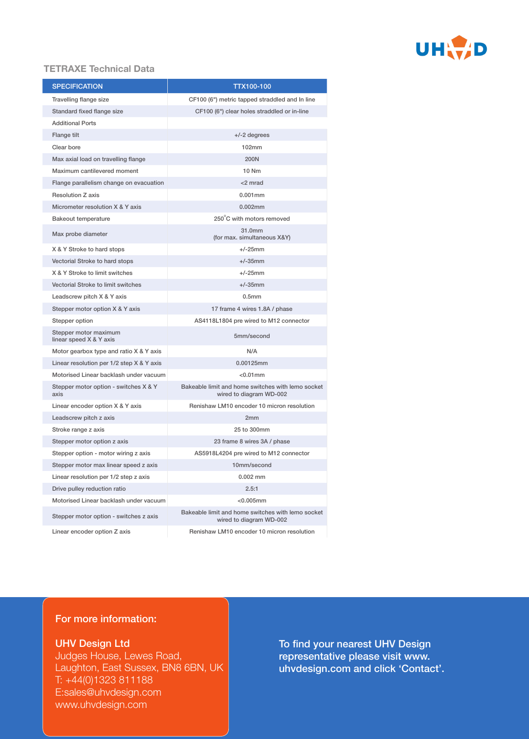## TETRAXE Technical Data

| SPECIFICATION | TTX100-100 |
|---|---|
| Travelling flange size | CF100 (6") metric tapped straddled and In line |
| Standard fixed flange size | CF100 (6") clear holes straddled or in-line |
| Additional Ports | |
| Flange tilt | +/-2 degrees |
| Clear bore | 102mm |
| Max axial load on travelling flange | 200N |
| Maximum cantilevered moment | 10 Nm |
| Flange parallelism change on evacuation | <2 mrad |
| Resolution Z axis | 0.001mm |
| Micrometer resolution X & Y axis | 0.002mm |
| Bakeout temperature | 250°C with motors removed |
| Max probe diameter | 31.0mm (for max. simultaneous X&Y) |
| X & Y Stroke to hard stops | +/-25mm |
| Vectorial Stroke to hard stops | +/-35mm |
| X & Y Stroke to limit switches | +/-25mm |
| Vectorial Stroke to limit switches | +/-35mm |
| Leadscrew pitch X & Y axis | 0.5mm |
| Stepper motor option X & Y axis | 17 frame 4 wires 1.8A / phase |
| Stepper option | AS4118L1804 pre wired to M12 connector |
| Stepper motor maximum linear speed X & Y axis | 5mm/second |
| Motor gearbox type and ratio X & Y axis | N/A |
| Linear resolution per 1/2 step X & Y axis | 0.00125mm |
| Motorised Linear backlash under vacuum | <0.01mm |
| Stepper motor option - switches X & Y axis | Bakeable limit and home switches with lemo socket wired to diagram WD-002 |
| Linear encoder option X & Y axis | Renishaw LM10 encoder 10 micron resolution |
| Leadscrew pitch z axis | 2mm |
| Stroke range z axis | 25 to 300mm |
| Stepper motor option z axis | 23 frame 8 wires 3A / phase |
| Stepper option - motor wiring z axis | AS5918L4204 pre wired to M12 connector |
| Stepper motor max linear speed z axis | 10mm/second |
| Linear resolution per 1/2 step z axis | 0.002 mm |
| Drive pulley reduction ratio | 2.5:1 |
| Motorised Linear backlash under vacuum | <0.005mm |
| Stepper motor option - switches z axis | Bakeable limit and home switches with lemo socket wired to diagram WD-002 |
| Linear encoder option Z axis | Renishaw LM10 encoder 10 micron resolution |

### For more information:

**UHV Design Ltd**
Judges House, Lewes Road,
Laughton, East Sussex, BN8 6BN, UK
T: +44(0)1323 811188
E:sales@uhvdesign.com
www.uhvdesign.com

To find your nearest UHV Design representative please visit www.uhvdesign.com and click 'Contact'.